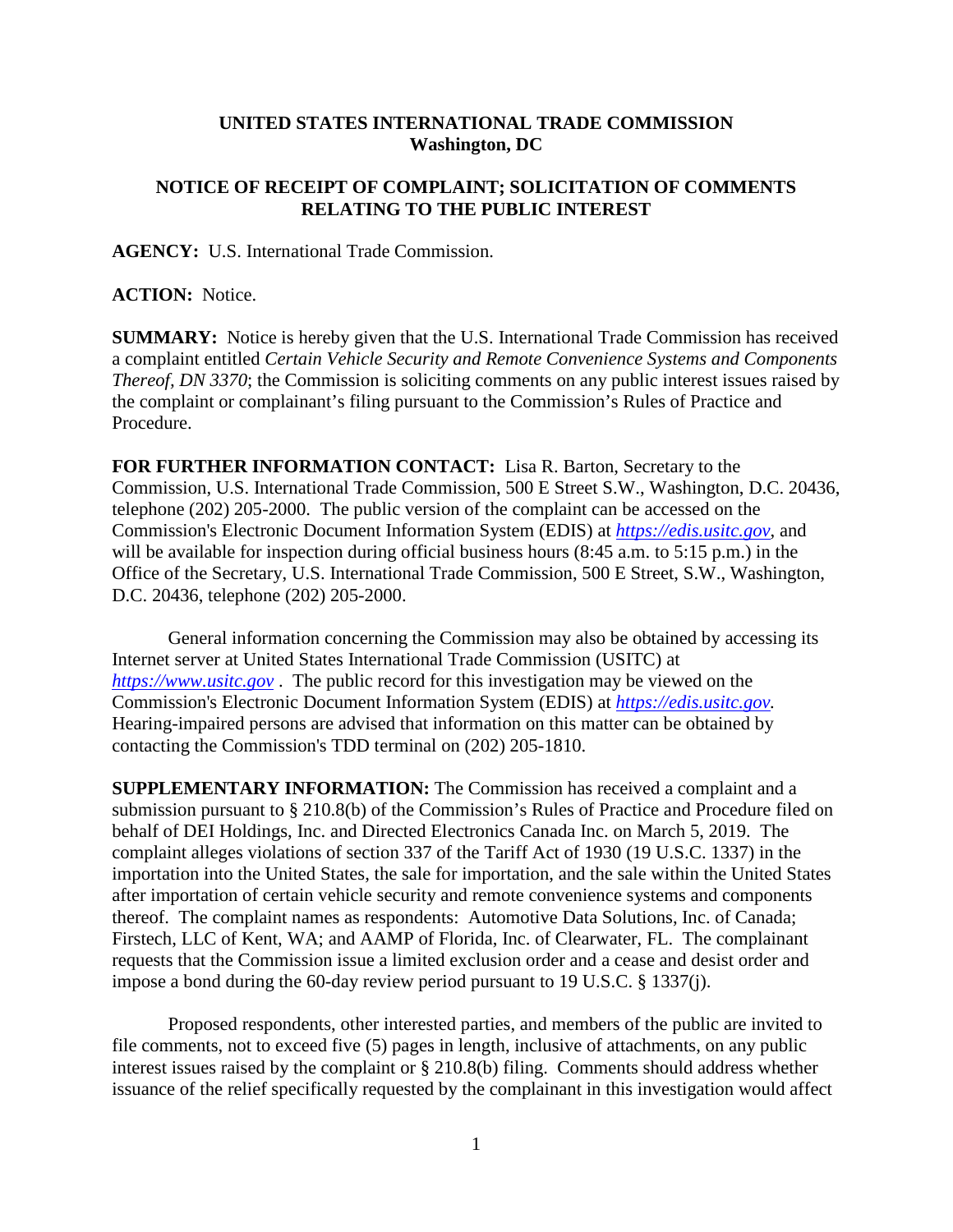**UNITED STATES INTERNATIONAL TRADE COMMISSION**
**Washington, DC**

**NOTICE OF RECEIPT OF COMPLAINT; SOLICITATION OF COMMENTS RELATING TO THE PUBLIC INTEREST**

**AGENCY:** U.S. International Trade Commission.

**ACTION:** Notice.

**SUMMARY:** Notice is hereby given that the U.S. International Trade Commission has received a complaint entitled *Certain Vehicle Security and Remote Convenience Systems and Components Thereof, DN 3370*; the Commission is soliciting comments on any public interest issues raised by the complaint or complainant's filing pursuant to the Commission's Rules of Practice and Procedure.

**FOR FURTHER INFORMATION CONTACT:** Lisa R. Barton, Secretary to the Commission, U.S. International Trade Commission, 500 E Street S.W., Washington, D.C. 20436, telephone (202) 205-2000. The public version of the complaint can be accessed on the Commission's Electronic Document Information System (EDIS) at *https://edis.usitc.gov*, and will be available for inspection during official business hours (8:45 a.m. to 5:15 p.m.) in the Office of the Secretary, U.S. International Trade Commission, 500 E Street, S.W., Washington, D.C. 20436, telephone (202) 205-2000.

General information concerning the Commission may also be obtained by accessing its Internet server at United States International Trade Commission (USITC) at *https://www.usitc.gov* . The public record for this investigation may be viewed on the Commission's Electronic Document Information System (EDIS) at *https://edis.usitc.gov.* Hearing-impaired persons are advised that information on this matter can be obtained by contacting the Commission's TDD terminal on (202) 205-1810.

**SUPPLEMENTARY INFORMATION:** The Commission has received a complaint and a submission pursuant to § 210.8(b) of the Commission's Rules of Practice and Procedure filed on behalf of DEI Holdings, Inc. and Directed Electronics Canada Inc. on March 5, 2019. The complaint alleges violations of section 337 of the Tariff Act of 1930 (19 U.S.C. 1337) in the importation into the United States, the sale for importation, and the sale within the United States after importation of certain vehicle security and remote convenience systems and components thereof. The complaint names as respondents: Automotive Data Solutions, Inc. of Canada; Firstech, LLC of Kent, WA; and AAMP of Florida, Inc. of Clearwater, FL. The complainant requests that the Commission issue a limited exclusion order and a cease and desist order and impose a bond during the 60-day review period pursuant to 19 U.S.C. § 1337(j).

Proposed respondents, other interested parties, and members of the public are invited to file comments, not to exceed five (5) pages in length, inclusive of attachments, on any public interest issues raised by the complaint or § 210.8(b) filing. Comments should address whether issuance of the relief specifically requested by the complainant in this investigation would affect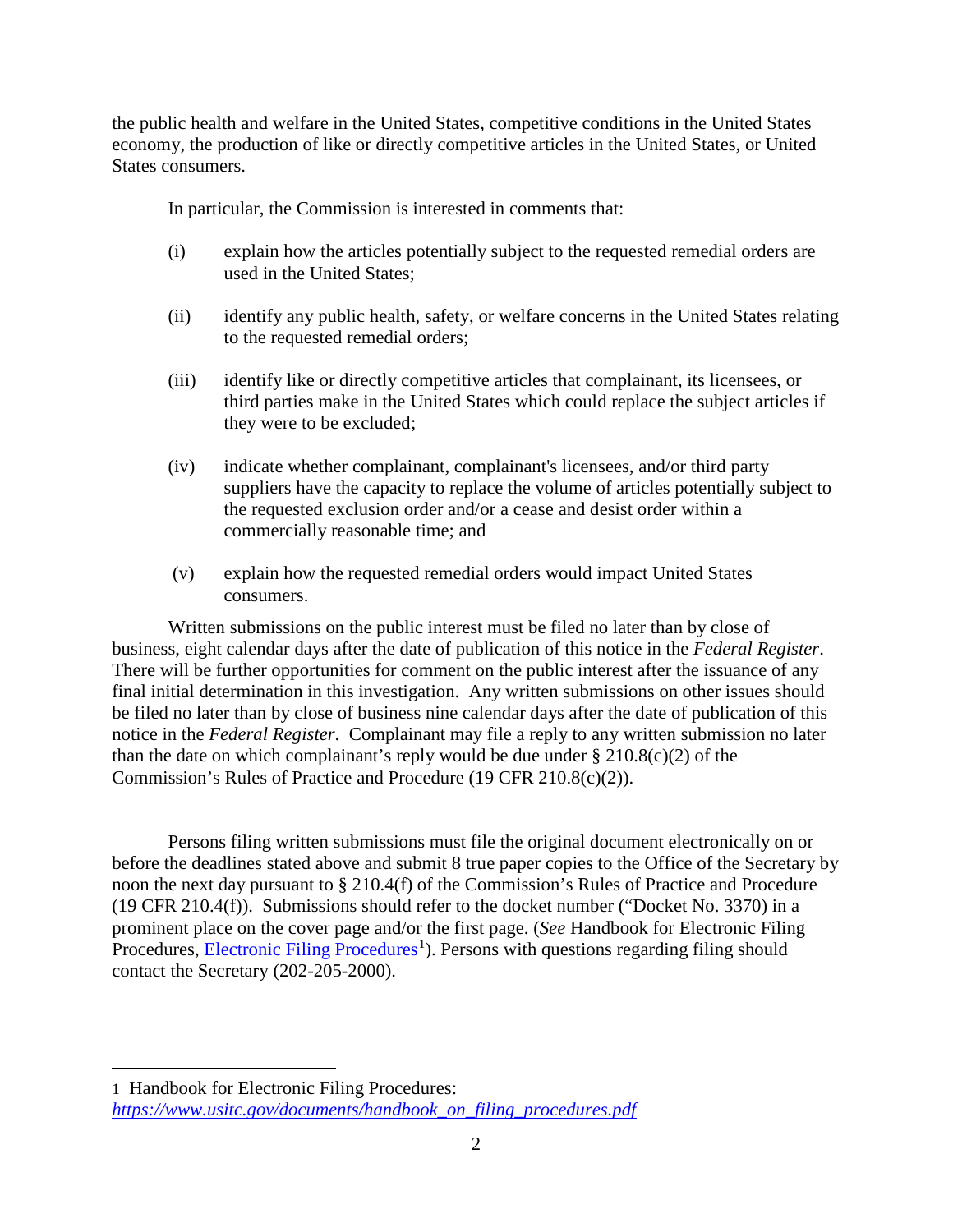the public health and welfare in the United States, competitive conditions in the United States economy, the production of like or directly competitive articles in the United States, or United States consumers.

In particular, the Commission is interested in comments that:

(i) explain how the articles potentially subject to the requested remedial orders are used in the United States;

(ii) identify any public health, safety, or welfare concerns in the United States relating to the requested remedial orders;

(iii) identify like or directly competitive articles that complainant, its licensees, or third parties make in the United States which could replace the subject articles if they were to be excluded;

(iv) indicate whether complainant, complainant's licensees, and/or third party suppliers have the capacity to replace the volume of articles potentially subject to the requested exclusion order and/or a cease and desist order within a commercially reasonable time; and

(v) explain how the requested remedial orders would impact United States consumers.

Written submissions on the public interest must be filed no later than by close of business, eight calendar days after the date of publication of this notice in the *Federal Register*. There will be further opportunities for comment on the public interest after the issuance of any final initial determination in this investigation. Any written submissions on other issues should be filed no later than by close of business nine calendar days after the date of publication of this notice in the *Federal Register*. Complainant may file a reply to any written submission no later than the date on which complainant's reply would be due under § 210.8(c)(2) of the Commission's Rules of Practice and Procedure (19 CFR 210.8(c)(2)).

Persons filing written submissions must file the original document electronically on or before the deadlines stated above and submit 8 true paper copies to the Office of the Secretary by noon the next day pursuant to § 210.4(f) of the Commission's Rules of Practice and Procedure (19 CFR 210.4(f)). Submissions should refer to the docket number ("Docket No. 3370) in a prominent place on the cover page and/or the first page. (*See* Handbook for Electronic Filing Procedures, [Electronic Filing Procedures](https://www.usitc.gov/documents/handbook_on_filing_procedures.pdf)[1]). Persons with questions regarding filing should contact the Secretary (202-205-2000).

---

1 Handbook for Electronic Filing Procedures: *https://www.usitc.gov/documents/handbook_on_filing_procedures.pdf*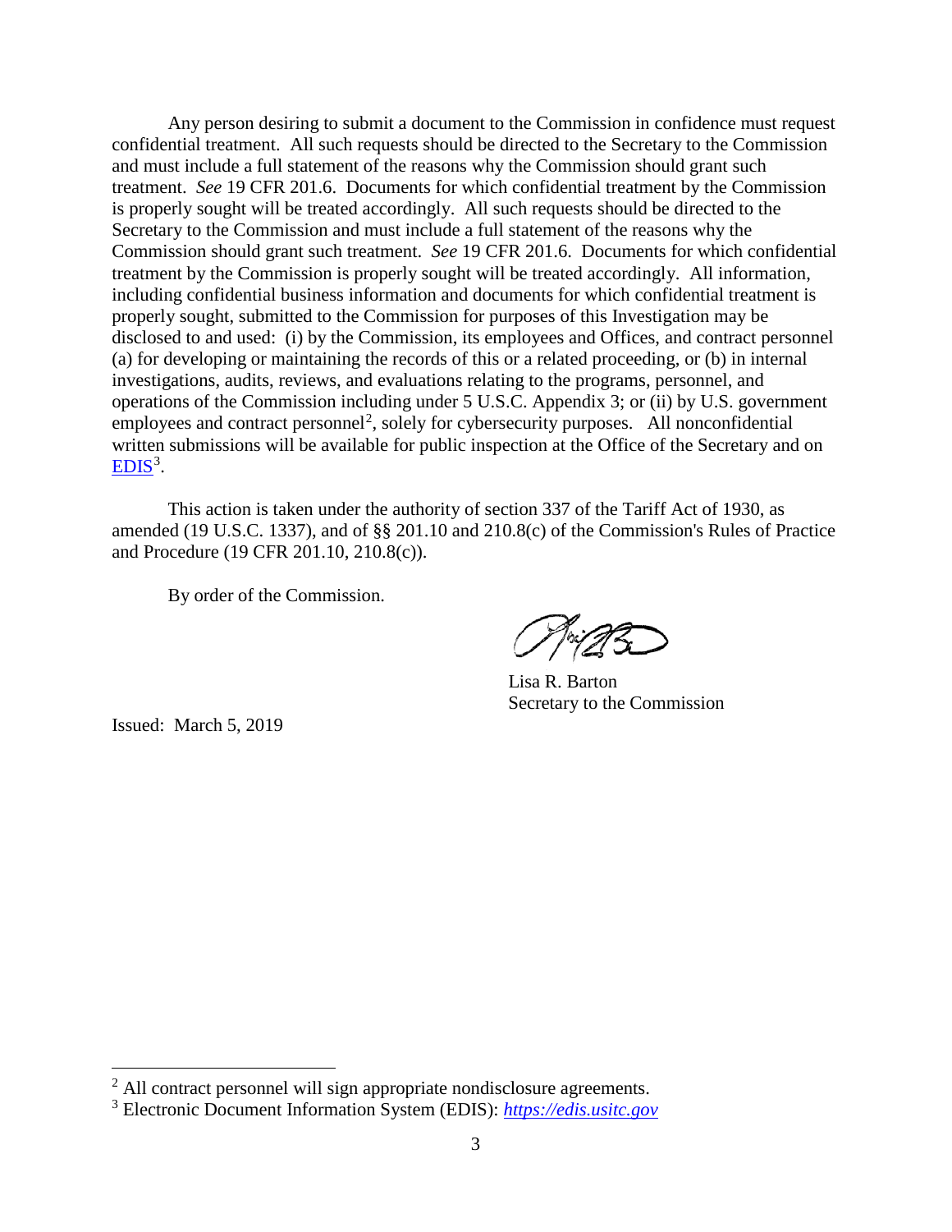Any person desiring to submit a document to the Commission in confidence must request confidential treatment. All such requests should be directed to the Secretary to the Commission and must include a full statement of the reasons why the Commission should grant such treatment. *See* 19 CFR 201.6. Documents for which confidential treatment by the Commission is properly sought will be treated accordingly. All such requests should be directed to the Secretary to the Commission and must include a full statement of the reasons why the Commission should grant such treatment. *See* 19 CFR 201.6. Documents for which confidential treatment by the Commission is properly sought will be treated accordingly. All information, including confidential business information and documents for which confidential treatment is properly sought, submitted to the Commission for purposes of this Investigation may be disclosed to and used: (i) by the Commission, its employees and Offices, and contract personnel (a) for developing or maintaining the records of this or a related proceeding, or (b) in internal investigations, audits, reviews, and evaluations relating to the programs, personnel, and operations of the Commission including under 5 U.S.C. Appendix 3; or (ii) by U.S. government employees and contract personnel[2], solely for cybersecurity purposes. All nonconfidential written submissions will be available for public inspection at the Office of the Secretary and on EDIS[3].

This action is taken under the authority of section 337 of the Tariff Act of 1930, as amended (19 U.S.C. 1337), and of §§ 201.10 and 210.8(c) of the Commission's Rules of Practice and Procedure (19 CFR 201.10, 210.8(c)).

By order of the Commission.

Lisa R. Barton
Secretary to the Commission

Issued: March 5, 2019

---

[2] All contract personnel will sign appropriate nondisclosure agreements.

[3] Electronic Document Information System (EDIS): *https://edis.usitc.gov*